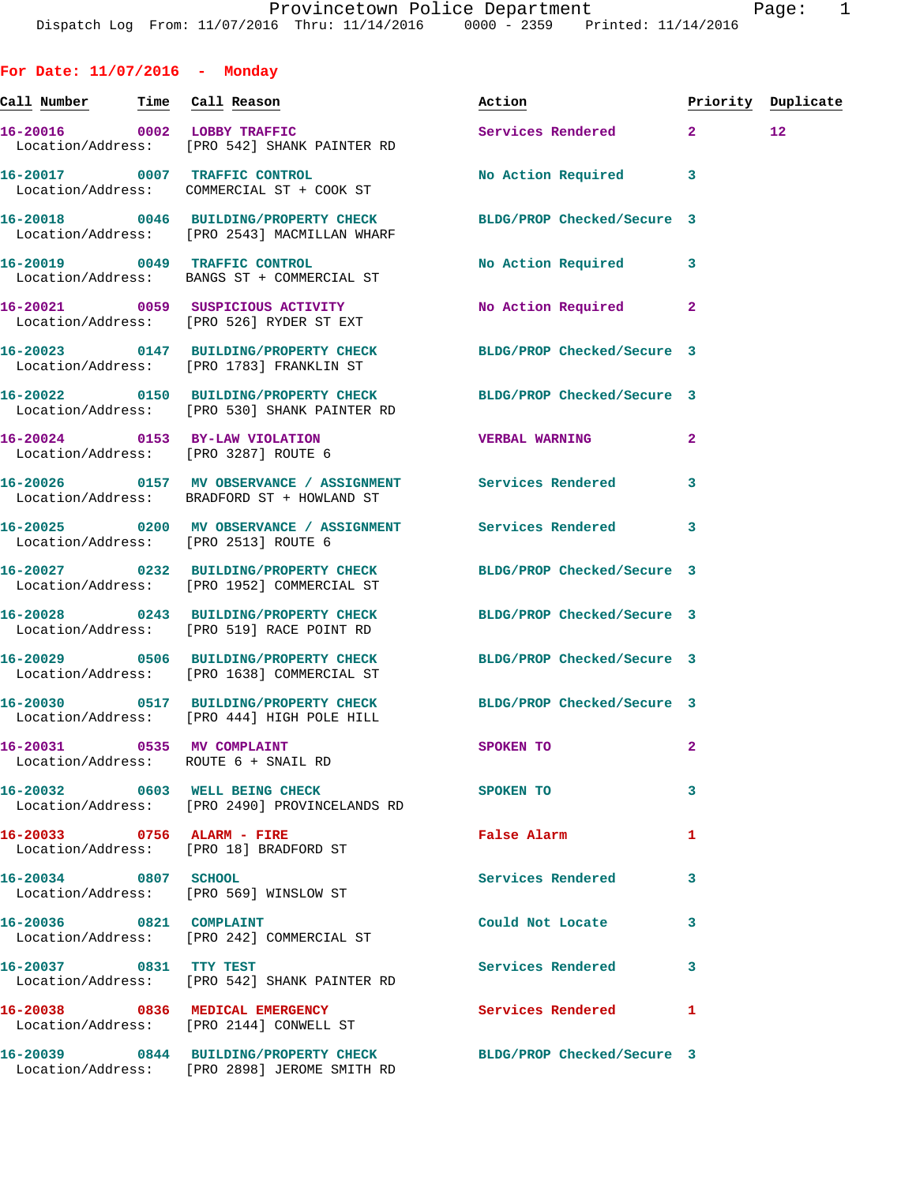Provincetown Police Department
Dispatch Log From: 11/07/2016 Thru: 11/14/2016 0000 - 2359 Printed: 11/14/2016

## For Date: 11/07/2016 - Monday

| Call Number | Time | Call Reason | Action | Priority | Duplicate |
|---|---|---|---|---|---|
| 16-20016 | 0002 | LOBBY TRAFFIC | Services Rendered | 2 | 12 |
| Location/Address: | | [PRO 542] SHANK PAINTER RD | | | |
| 16-20017 | 0007 | TRAFFIC CONTROL | No Action Required | 3 | |
| Location/Address: | | COMMERCIAL ST + COOK ST | | | |
| 16-20018 | 0046 | BUILDING/PROPERTY CHECK | BLDG/PROP Checked/Secure | 3 | |
| Location/Address: | | [PRO 2543] MACMILLAN WHARF | | | |
| 16-20019 | 0049 | TRAFFIC CONTROL | No Action Required | 3 | |
| Location/Address: | | BANGS ST + COMMERCIAL ST | | | |
| 16-20021 | 0059 | SUSPICIOUS ACTIVITY | No Action Required | 2 | |
| Location/Address: | | [PRO 526] RYDER ST EXT | | | |
| 16-20023 | 0147 | BUILDING/PROPERTY CHECK | BLDG/PROP Checked/Secure | 3 | |
| Location/Address: | | [PRO 1783] FRANKLIN ST | | | |
| 16-20022 | 0150 | BUILDING/PROPERTY CHECK | BLDG/PROP Checked/Secure | 3 | |
| Location/Address: | | [PRO 530] SHANK PAINTER RD | | | |
| 16-20024 | 0153 | BY-LAW VIOLATION | VERBAL WARNING | 2 | |
| Location/Address: | | [PRO 3287] ROUTE 6 | | | |
| 16-20026 | 0157 | MV OBSERVANCE / ASSIGNMENT | Services Rendered | 3 | |
| Location/Address: | | BRADFORD ST + HOWLAND ST | | | |
| 16-20025 | 0200 | MV OBSERVANCE / ASSIGNMENT | Services Rendered | 3 | |
| Location/Address: | | [PRO 2513] ROUTE 6 | | | |
| 16-20027 | 0232 | BUILDING/PROPERTY CHECK | BLDG/PROP Checked/Secure | 3 | |
| Location/Address: | | [PRO 1952] COMMERCIAL ST | | | |
| 16-20028 | 0243 | BUILDING/PROPERTY CHECK | BLDG/PROP Checked/Secure | 3 | |
| Location/Address: | | [PRO 519] RACE POINT RD | | | |
| 16-20029 | 0506 | BUILDING/PROPERTY CHECK | BLDG/PROP Checked/Secure | 3 | |
| Location/Address: | | [PRO 1638] COMMERCIAL ST | | | |
| 16-20030 | 0517 | BUILDING/PROPERTY CHECK | BLDG/PROP Checked/Secure | 3 | |
| Location/Address: | | [PRO 444] HIGH POLE HILL | | | |
| 16-20031 | 0535 | MV COMPLAINT | SPOKEN TO | 2 | |
| Location/Address: | | ROUTE 6 + SNAIL RD | | | |
| 16-20032 | 0603 | WELL BEING CHECK | SPOKEN TO | 3 | |
| Location/Address: | | [PRO 2490] PROVINCELANDS RD | | | |
| 16-20033 | 0756 | ALARM - FIRE | False Alarm | 1 | |
| Location/Address: | | [PRO 18] BRADFORD ST | | | |
| 16-20034 | 0807 | SCHOOL | Services Rendered | 3 | |
| Location/Address: | | [PRO 569] WINSLOW ST | | | |
| 16-20036 | 0821 | COMPLAINT | Could Not Locate | 3 | |
| Location/Address: | | [PRO 242] COMMERCIAL ST | | | |
| 16-20037 | 0831 | TTY TEST | Services Rendered | 3 | |
| Location/Address: | | [PRO 542] SHANK PAINTER RD | | | |
| 16-20038 | 0836 | MEDICAL EMERGENCY | Services Rendered | 1 | |
| Location/Address: | | [PRO 2144] CONWELL ST | | | |
| 16-20039 | 0844 | BUILDING/PROPERTY CHECK | BLDG/PROP Checked/Secure | 3 | |
| Location/Address: | | [PRO 2898] JEROME SMITH RD | | | |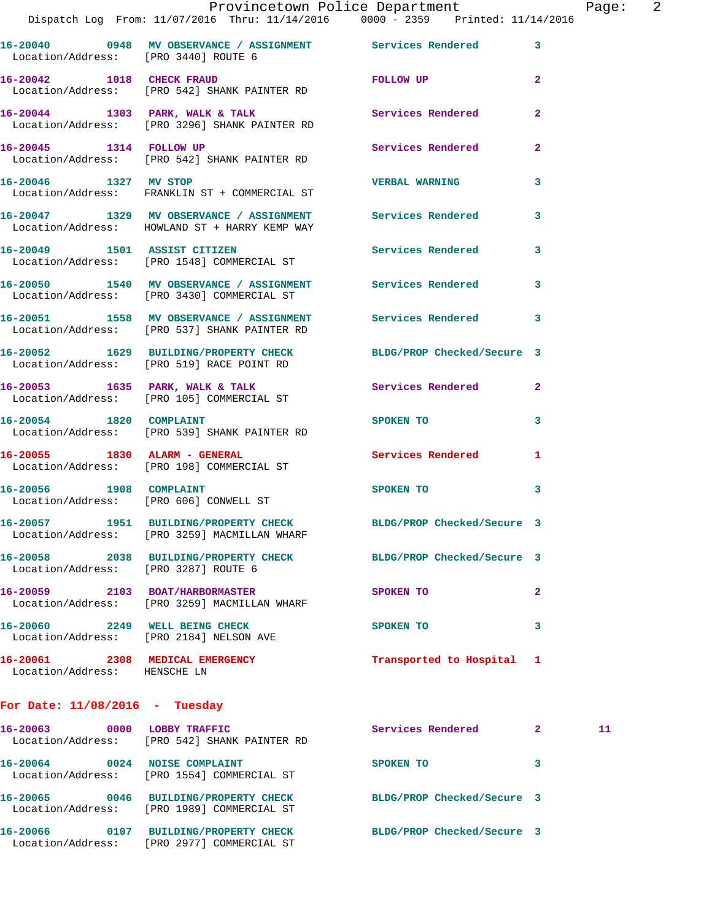16-20040 0948 MV OBSERVANCE / ASSIGNMENT Services Rendered 3
Location/Address: [PRO 3440] ROUTE 6

16-20042 1018 CHECK FRAUD FOLLOW UP 2
Location/Address: [PRO 542] SHANK PAINTER RD

16-20044 1303 PARK, WALK & TALK Services Rendered 2
Location/Address: [PRO 3296] SHANK PAINTER RD

16-20045 1314 FOLLOW UP Services Rendered 2
Location/Address: [PRO 542] SHANK PAINTER RD

16-20046 1327 MV STOP VERBAL WARNING 3
Location/Address: FRANKLIN ST + COMMERCIAL ST

16-20047 1329 MV OBSERVANCE / ASSIGNMENT Services Rendered 3
Location/Address: HOWLAND ST + HARRY KEMP WAY

16-20049 1501 ASSIST CITIZEN Services Rendered 3
Location/Address: [PRO 1548] COMMERCIAL ST

16-20050 1540 MV OBSERVANCE / ASSIGNMENT Services Rendered 3
Location/Address: [PRO 3430] COMMERCIAL ST

16-20051 1558 MV OBSERVANCE / ASSIGNMENT Services Rendered 3
Location/Address: [PRO 537] SHANK PAINTER RD

16-20052 1629 BUILDING/PROPERTY CHECK BLDG/PROP Checked/Secure 3
Location/Address: [PRO 519] RACE POINT RD

16-20053 1635 PARK, WALK & TALK Services Rendered 2
Location/Address: [PRO 105] COMMERCIAL ST

16-20054 1820 COMPLAINT SPOKEN TO 3
Location/Address: [PRO 539] SHANK PAINTER RD

16-20055 1830 ALARM - GENERAL Services Rendered 1
Location/Address: [PRO 198] COMMERCIAL ST

16-20056 1908 COMPLAINT SPOKEN TO 3
Location/Address: [PRO 606] CONWELL ST

16-20057 1951 BUILDING/PROPERTY CHECK BLDG/PROP Checked/Secure 3
Location/Address: [PRO 3259] MACMILLAN WHARF

16-20058 2038 BUILDING/PROPERTY CHECK BLDG/PROP Checked/Secure 3
Location/Address: [PRO 3287] ROUTE 6

16-20059 2103 BOAT/HARBORMASTER SPOKEN TO 2
Location/Address: [PRO 3259] MACMILLAN WHARF

16-20060 2249 WELL BEING CHECK SPOKEN TO 3
Location/Address: [PRO 2184] NELSON AVE

16-20061 2308 MEDICAL EMERGENCY Transported to Hospital 1
Location/Address: HENSCHE LN

## For Date: 11/08/2016 - Tuesday

16-20063 0000 LOBBY TRAFFIC Services Rendered 2 11
Location/Address: [PRO 542] SHANK PAINTER RD

16-20064 0024 NOISE COMPLAINT SPOKEN TO 3
Location/Address: [PRO 1554] COMMERCIAL ST

16-20065 0046 BUILDING/PROPERTY CHECK BLDG/PROP Checked/Secure 3
Location/Address: [PRO 1989] COMMERCIAL ST

16-20066 0107 BUILDING/PROPERTY CHECK BLDG/PROP Checked/Secure 3
Location/Address: [PRO 2977] COMMERCIAL ST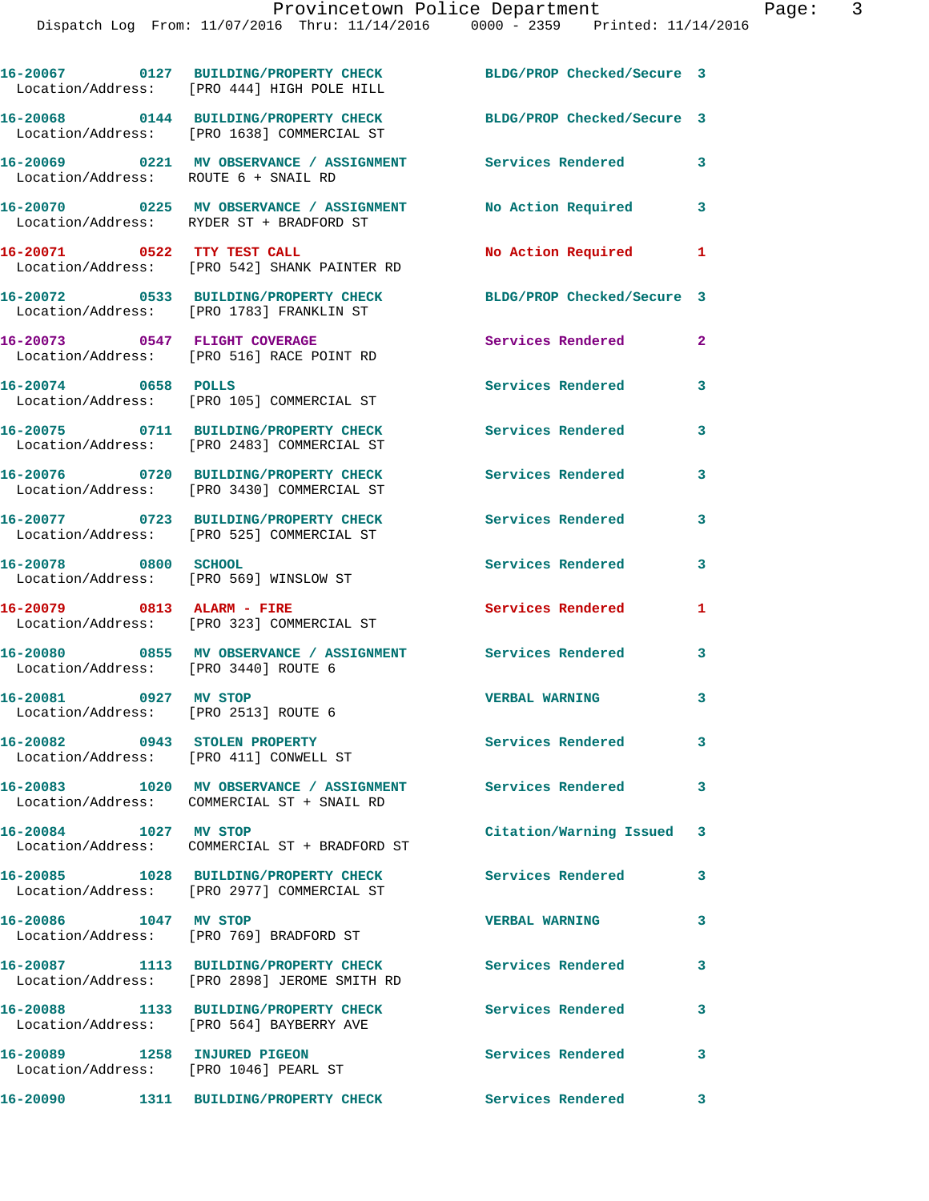16-20067 0127 BUILDING/PROPERTY CHECK BLDG/PROP Checked/Secure 3
Location/Address: [PRO 444] HIGH POLE HILL

16-20068 0144 BUILDING/PROPERTY CHECK BLDG/PROP Checked/Secure 3
Location/Address: [PRO 1638] COMMERCIAL ST

16-20069 0221 MV OBSERVANCE / ASSIGNMENT Services Rendered 3
Location/Address: ROUTE 6 + SNAIL RD

16-20070 0225 MV OBSERVANCE / ASSIGNMENT No Action Required 3
Location/Address: RYDER ST + BRADFORD ST

16-20071 0522 TTY TEST CALL No Action Required 1
Location/Address: [PRO 542] SHANK PAINTER RD

16-20072 0533 BUILDING/PROPERTY CHECK BLDG/PROP Checked/Secure 3
Location/Address: [PRO 1783] FRANKLIN ST

16-20073 0547 FLIGHT COVERAGE Services Rendered 2
Location/Address: [PRO 516] RACE POINT RD

16-20074 0658 POLLS Services Rendered 3
Location/Address: [PRO 105] COMMERCIAL ST

16-20075 0711 BUILDING/PROPERTY CHECK Services Rendered 3
Location/Address: [PRO 2483] COMMERCIAL ST

16-20076 0720 BUILDING/PROPERTY CHECK Services Rendered 3
Location/Address: [PRO 3430] COMMERCIAL ST

16-20077 0723 BUILDING/PROPERTY CHECK Services Rendered 3
Location/Address: [PRO 525] COMMERCIAL ST

16-20078 0800 SCHOOL Services Rendered 3
Location/Address: [PRO 569] WINSLOW ST

16-20079 0813 ALARM - FIRE Services Rendered 1
Location/Address: [PRO 323] COMMERCIAL ST

16-20080 0855 MV OBSERVANCE / ASSIGNMENT Services Rendered 3
Location/Address: [PRO 3440] ROUTE 6

16-20081 0927 MV STOP VERBAL WARNING 3
Location/Address: [PRO 2513] ROUTE 6

16-20082 0943 STOLEN PROPERTY Services Rendered 3
Location/Address: [PRO 411] CONWELL ST

16-20083 1020 MV OBSERVANCE / ASSIGNMENT Services Rendered 3
Location/Address: COMMERCIAL ST + SNAIL RD

16-20084 1027 MV STOP Citation/Warning Issued 3
Location/Address: COMMERCIAL ST + BRADFORD ST

16-20085 1028 BUILDING/PROPERTY CHECK Services Rendered 3
Location/Address: [PRO 2977] COMMERCIAL ST

16-20086 1047 MV STOP VERBAL WARNING 3
Location/Address: [PRO 769] BRADFORD ST

16-20087 1113 BUILDING/PROPERTY CHECK Services Rendered 3
Location/Address: [PRO 2898] JEROME SMITH RD

16-20088 1133 BUILDING/PROPERTY CHECK Services Rendered 3
Location/Address: [PRO 564] BAYBERRY AVE

16-20089 1258 INJURED PIGEON Services Rendered 3
Location/Address: [PRO 1046] PEARL ST

16-20090 1311 BUILDING/PROPERTY CHECK Services Rendered 3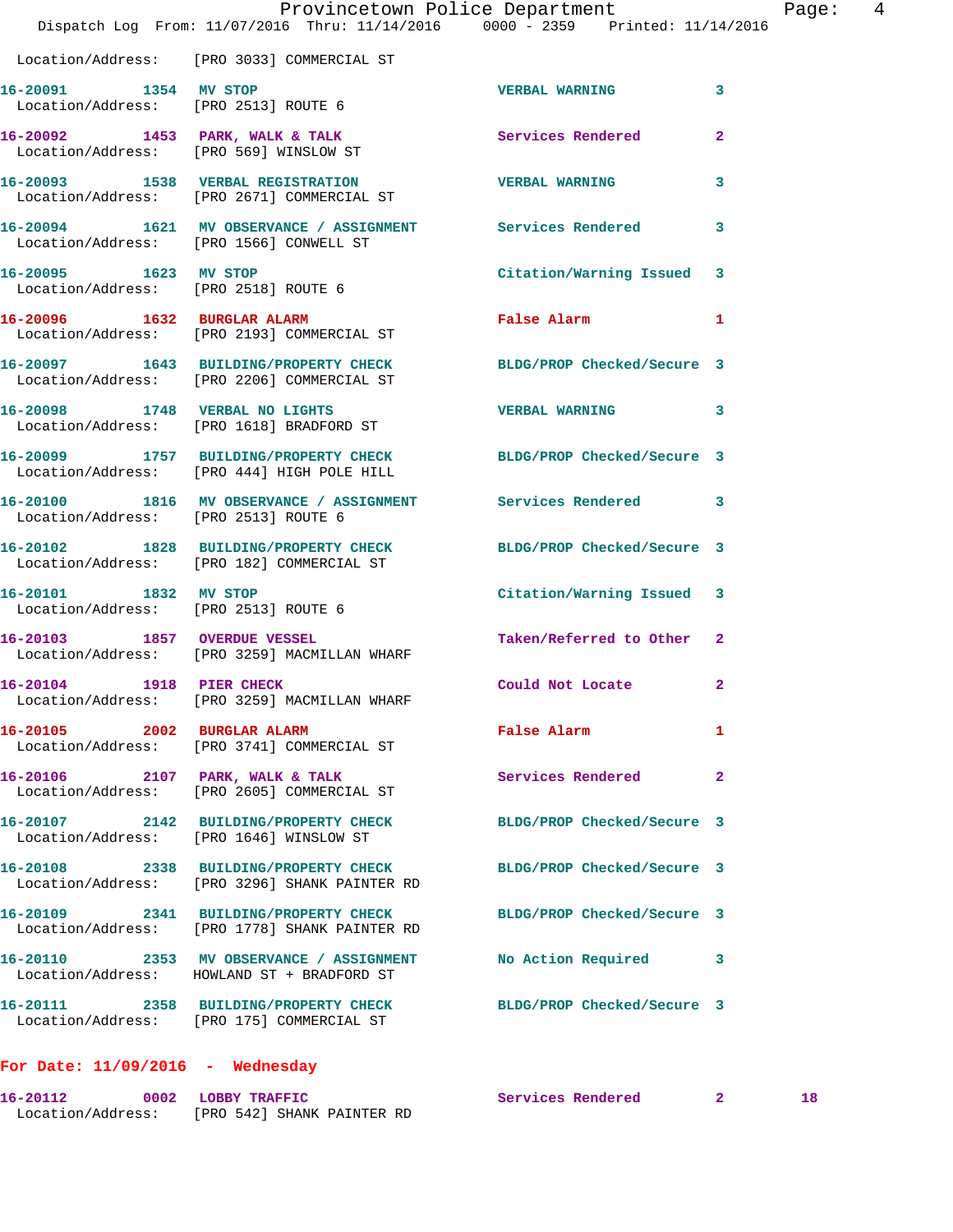Location/Address: [PRO 3033] COMMERCIAL ST

16-20091 1354 MV STOP VERBAL WARNING 3
Location/Address: [PRO 2513] ROUTE 6

16-20092 1453 PARK, WALK & TALK Services Rendered 2
Location/Address: [PRO 569] WINSLOW ST

16-20093 1538 VERBAL REGISTRATION VERBAL WARNING 3
Location/Address: [PRO 2671] COMMERCIAL ST

16-20094 1621 MV OBSERVANCE / ASSIGNMENT Services Rendered 3
Location/Address: [PRO 1566] CONWELL ST

16-20095 1623 MV STOP Citation/Warning Issued 3
Location/Address: [PRO 2518] ROUTE 6

16-20096 1632 BURGLAR ALARM False Alarm 1
Location/Address: [PRO 2193] COMMERCIAL ST

16-20097 1643 BUILDING/PROPERTY CHECK BLDG/PROP Checked/Secure 3
Location/Address: [PRO 2206] COMMERCIAL ST

16-20098 1748 VERBAL NO LIGHTS VERBAL WARNING 3
Location/Address: [PRO 1618] BRADFORD ST

16-20099 1757 BUILDING/PROPERTY CHECK BLDG/PROP Checked/Secure 3
Location/Address: [PRO 444] HIGH POLE HILL

16-20100 1816 MV OBSERVANCE / ASSIGNMENT Services Rendered 3
Location/Address: [PRO 2513] ROUTE 6

16-20102 1828 BUILDING/PROPERTY CHECK BLDG/PROP Checked/Secure 3
Location/Address: [PRO 182] COMMERCIAL ST

16-20101 1832 MV STOP Citation/Warning Issued 3
Location/Address: [PRO 2513] ROUTE 6

16-20103 1857 OVERDUE VESSEL Taken/Referred to Other 2
Location/Address: [PRO 3259] MACMILLAN WHARF

16-20104 1918 PIER CHECK Could Not Locate 2
Location/Address: [PRO 3259] MACMILLAN WHARF

16-20105 2002 BURGLAR ALARM False Alarm 1
Location/Address: [PRO 3741] COMMERCIAL ST

16-20106 2107 PARK, WALK & TALK Services Rendered 2
Location/Address: [PRO 2605] COMMERCIAL ST

16-20107 2142 BUILDING/PROPERTY CHECK BLDG/PROP Checked/Secure 3
Location/Address: [PRO 1646] WINSLOW ST

16-20108 2338 BUILDING/PROPERTY CHECK BLDG/PROP Checked/Secure 3
Location/Address: [PRO 3296] SHANK PAINTER RD

16-20109 2341 BUILDING/PROPERTY CHECK BLDG/PROP Checked/Secure 3
Location/Address: [PRO 1778] SHANK PAINTER RD

16-20110 2353 MV OBSERVANCE / ASSIGNMENT No Action Required 3
Location/Address: HOWLAND ST + BRADFORD ST

16-20111 2358 BUILDING/PROPERTY CHECK BLDG/PROP Checked/Secure 3
Location/Address: [PRO 175] COMMERCIAL ST

**For Date: 11/09/2016 - Wednesday**

16-20112 0002 LOBBY TRAFFIC Services Rendered 2 18
Location/Address: [PRO 542] SHANK PAINTER RD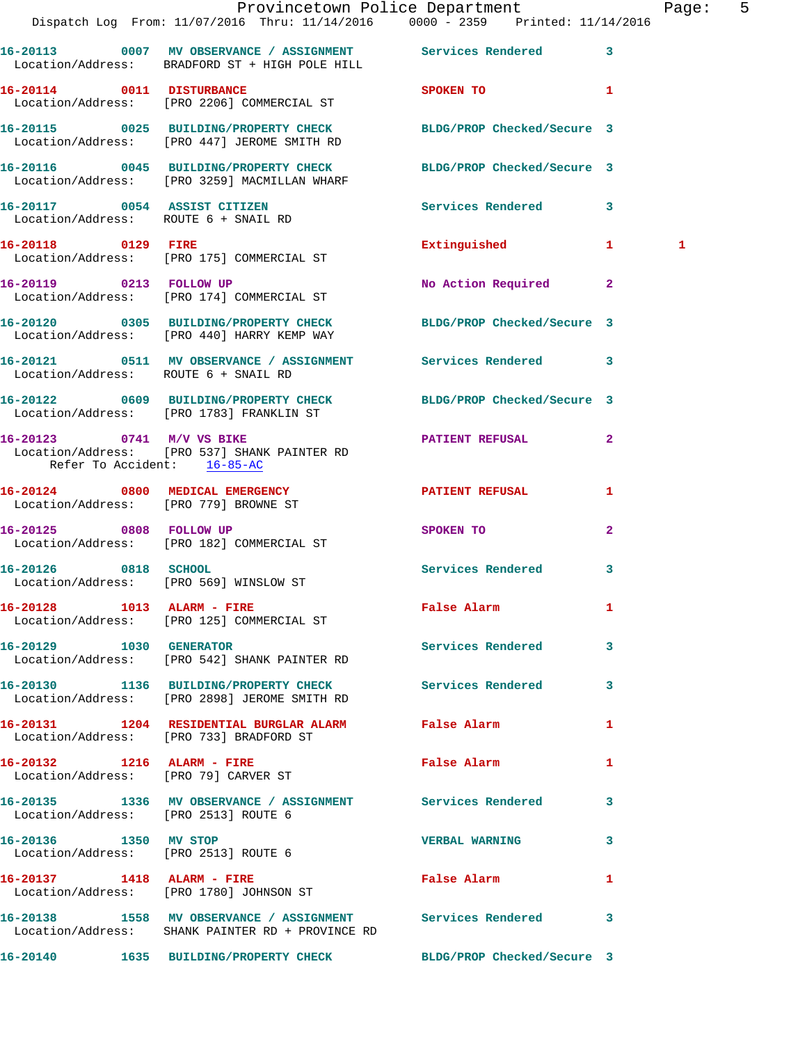16-20113 0007 MV OBSERVANCE / ASSIGNMENT Services Rendered 3
Location/Address: BRADFORD ST + HIGH POLE HILL

16-20114 0011 DISTURBANCE SPOKEN TO 1
Location/Address: [PRO 2206] COMMERCIAL ST

16-20115 0025 BUILDING/PROPERTY CHECK BLDG/PROP Checked/Secure 3
Location/Address: [PRO 447] JEROME SMITH RD

16-20116 0045 BUILDING/PROPERTY CHECK BLDG/PROP Checked/Secure 3
Location/Address: [PRO 3259] MACMILLAN WHARF

16-20117 0054 ASSIST CITIZEN Services Rendered 3
Location/Address: ROUTE 6 + SNAIL RD

16-20118 0129 FIRE Extinguished 1 1
Location/Address: [PRO 175] COMMERCIAL ST

16-20119 0213 FOLLOW UP No Action Required 2
Location/Address: [PRO 174] COMMERCIAL ST

16-20120 0305 BUILDING/PROPERTY CHECK BLDG/PROP Checked/Secure 3
Location/Address: [PRO 440] HARRY KEMP WAY

16-20121 0511 MV OBSERVANCE / ASSIGNMENT Services Rendered 3
Location/Address: ROUTE 6 + SNAIL RD

16-20122 0609 BUILDING/PROPERTY CHECK BLDG/PROP Checked/Secure 3
Location/Address: [PRO 1783] FRANKLIN ST

16-20123 0741 M/V VS BIKE PATIENT REFUSAL 2
Location/Address: [PRO 537] SHANK PAINTER RD
Refer To Accident: 16-85-AC

16-20124 0800 MEDICAL EMERGENCY PATIENT REFUSAL 1
Location/Address: [PRO 779] BROWNE ST

16-20125 0808 FOLLOW UP SPOKEN TO 2
Location/Address: [PRO 182] COMMERCIAL ST

16-20126 0818 SCHOOL Services Rendered 3
Location/Address: [PRO 569] WINSLOW ST

16-20128 1013 ALARM - FIRE False Alarm 1
Location/Address: [PRO 125] COMMERCIAL ST

16-20129 1030 GENERATOR Services Rendered 3
Location/Address: [PRO 542] SHANK PAINTER RD

16-20130 1136 BUILDING/PROPERTY CHECK Services Rendered 3
Location/Address: [PRO 2898] JEROME SMITH RD

16-20131 1204 RESIDENTIAL BURGLAR ALARM False Alarm 1
Location/Address: [PRO 733] BRADFORD ST

16-20132 1216 ALARM - FIRE False Alarm 1
Location/Address: [PRO 79] CARVER ST

16-20135 1336 MV OBSERVANCE / ASSIGNMENT Services Rendered 3
Location/Address: [PRO 2513] ROUTE 6

16-20136 1350 MV STOP VERBAL WARNING 3
Location/Address: [PRO 2513] ROUTE 6

16-20137 1418 ALARM - FIRE False Alarm 1
Location/Address: [PRO 1780] JOHNSON ST

16-20138 1558 MV OBSERVANCE / ASSIGNMENT Services Rendered 3
Location/Address: SHANK PAINTER RD + PROVINCE RD

16-20140 1635 BUILDING/PROPERTY CHECK BLDG/PROP Checked/Secure 3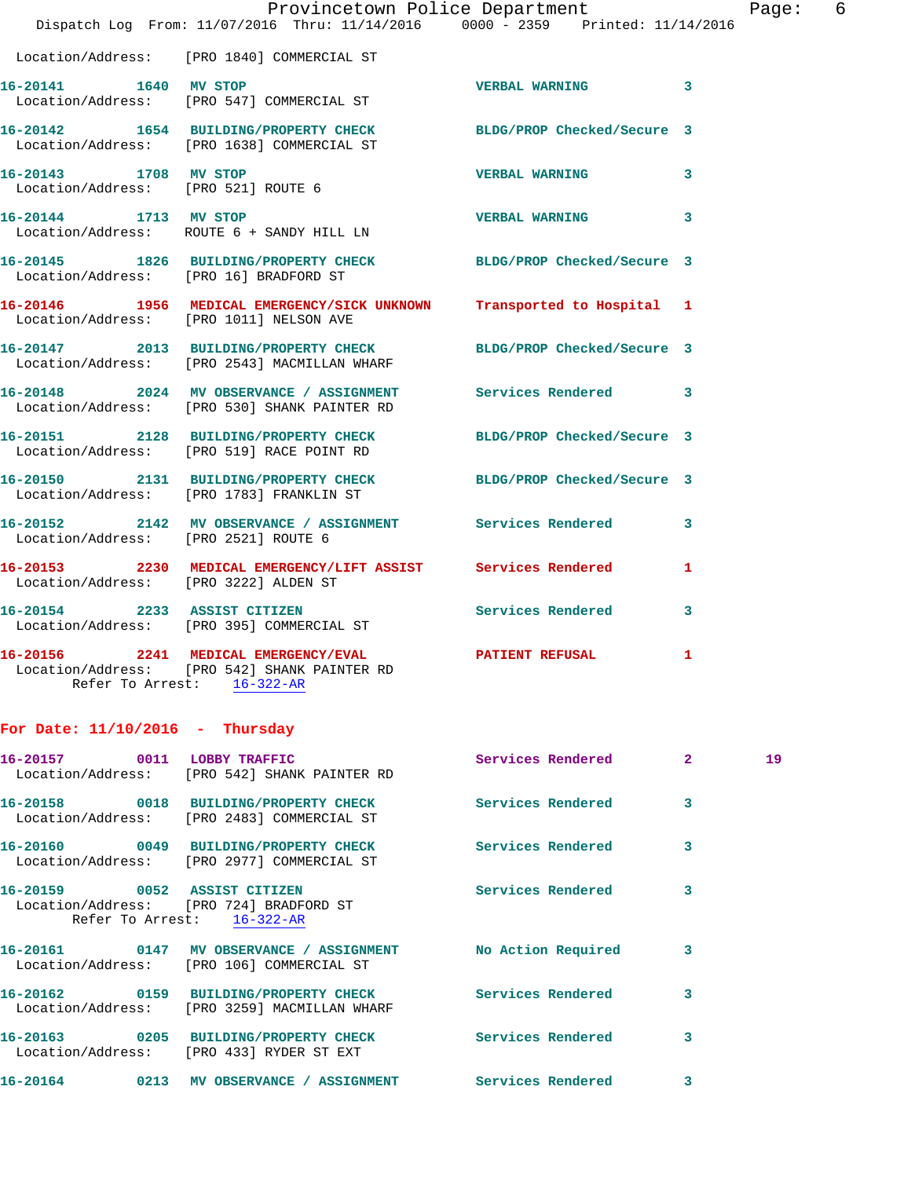Location/Address: [PRO 1840] COMMERCIAL ST

**16-20141** 1640 **MV STOP** VERBAL WARNING 3
Location/Address: [PRO 547] COMMERCIAL ST

**16-20142** 1654 **BUILDING/PROPERTY CHECK** BLDG/PROP Checked/Secure 3
Location/Address: [PRO 1638] COMMERCIAL ST

**16-20143** 1708 **MV STOP** VERBAL WARNING 3
Location/Address: [PRO 521] ROUTE 6

**16-20144** 1713 **MV STOP** VERBAL WARNING 3
Location/Address: ROUTE 6 + SANDY HILL LN

**16-20145** 1826 **BUILDING/PROPERTY CHECK** BLDG/PROP Checked/Secure 3
Location/Address: [PRO 16] BRADFORD ST

**16-20146** 1956 **MEDICAL EMERGENCY/SICK UNKNOWN** Transported to Hospital 1
Location/Address: [PRO 1011] NELSON AVE

**16-20147** 2013 **BUILDING/PROPERTY CHECK** BLDG/PROP Checked/Secure 3
Location/Address: [PRO 2543] MACMILLAN WHARF

**16-20148** 2024 **MV OBSERVANCE / ASSIGNMENT** Services Rendered 3
Location/Address: [PRO 530] SHANK PAINTER RD

**16-20151** 2128 **BUILDING/PROPERTY CHECK** BLDG/PROP Checked/Secure 3
Location/Address: [PRO 519] RACE POINT RD

**16-20150** 2131 **BUILDING/PROPERTY CHECK** BLDG/PROP Checked/Secure 3
Location/Address: [PRO 1783] FRANKLIN ST

**16-20152** 2142 **MV OBSERVANCE / ASSIGNMENT** Services Rendered 3
Location/Address: [PRO 2521] ROUTE 6

**16-20153** 2230 **MEDICAL EMERGENCY/LIFT ASSIST** Services Rendered 1
Location/Address: [PRO 3222] ALDEN ST

**16-20154** 2233 **ASSIST CITIZEN** Services Rendered 3
Location/Address: [PRO 395] COMMERCIAL ST

**16-20156** 2241 **MEDICAL EMERGENCY/EVAL** PATIENT REFUSAL 1
Location/Address: [PRO 542] SHANK PAINTER RD
Refer To Arrest: 16-322-AR

## For Date: 11/10/2016 - Thursday

**16-20157** 0011 **LOBBY TRAFFIC** Services Rendered 2 19
Location/Address: [PRO 542] SHANK PAINTER RD

**16-20158** 0018 **BUILDING/PROPERTY CHECK** Services Rendered 3
Location/Address: [PRO 2483] COMMERCIAL ST

**16-20160** 0049 **BUILDING/PROPERTY CHECK** Services Rendered 3
Location/Address: [PRO 2977] COMMERCIAL ST

**16-20159** 0052 **ASSIST CITIZEN** Services Rendered 3
Location/Address: [PRO 724] BRADFORD ST
Refer To Arrest: 16-322-AR

**16-20161** 0147 **MV OBSERVANCE / ASSIGNMENT** No Action Required 3
Location/Address: [PRO 106] COMMERCIAL ST

**16-20162** 0159 **BUILDING/PROPERTY CHECK** Services Rendered 3
Location/Address: [PRO 3259] MACMILLAN WHARF

**16-20163** 0205 **BUILDING/PROPERTY CHECK** Services Rendered 3
Location/Address: [PRO 433] RYDER ST EXT

**16-20164** 0213 **MV OBSERVANCE / ASSIGNMENT** Services Rendered 3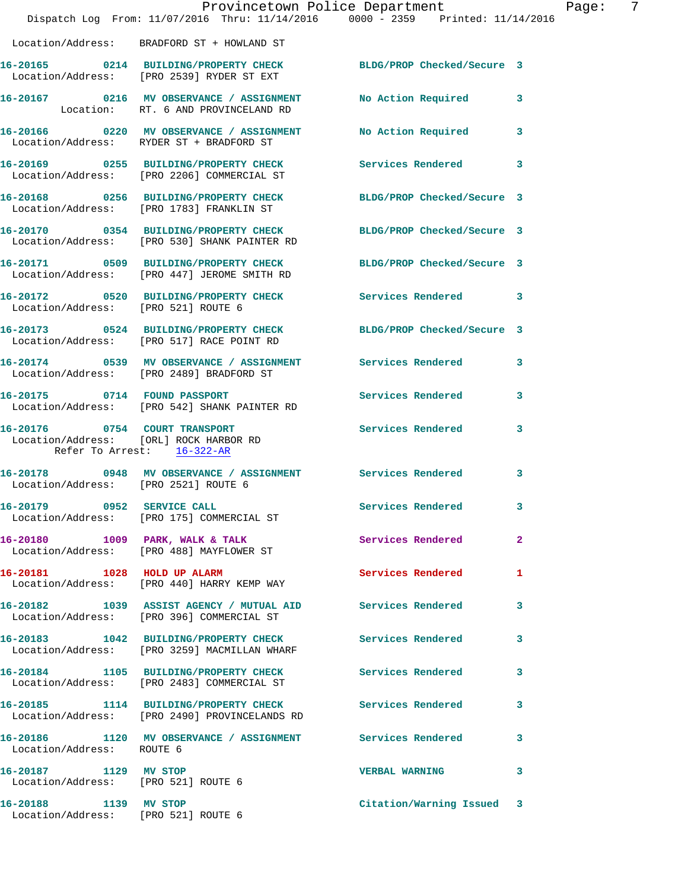Location/Address: BRADFORD ST + HOWLAND ST

16-20165 0214 BUILDING/PROPERTY CHECK BLDG/PROP Checked/Secure 3
Location/Address: [PRO 2539] RYDER ST EXT

16-20167 0216 MV OBSERVANCE / ASSIGNMENT No Action Required 3
Location: RT. 6 AND PROVINCELAND RD

16-20166 0220 MV OBSERVANCE / ASSIGNMENT No Action Required 3
Location/Address: RYDER ST + BRADFORD ST

16-20169 0255 BUILDING/PROPERTY CHECK Services Rendered 3
Location/Address: [PRO 2206] COMMERCIAL ST

16-20168 0256 BUILDING/PROPERTY CHECK BLDG/PROP Checked/Secure 3
Location/Address: [PRO 1783] FRANKLIN ST

16-20170 0354 BUILDING/PROPERTY CHECK BLDG/PROP Checked/Secure 3
Location/Address: [PRO 530] SHANK PAINTER RD

16-20171 0509 BUILDING/PROPERTY CHECK BLDG/PROP Checked/Secure 3
Location/Address: [PRO 447] JEROME SMITH RD

16-20172 0520 BUILDING/PROPERTY CHECK Services Rendered 3
Location/Address: [PRO 521] ROUTE 6

16-20173 0524 BUILDING/PROPERTY CHECK BLDG/PROP Checked/Secure 3
Location/Address: [PRO 517] RACE POINT RD

16-20174 0539 MV OBSERVANCE / ASSIGNMENT Services Rendered 3
Location/Address: [PRO 2489] BRADFORD ST

16-20175 0714 FOUND PASSPORT Services Rendered 3
Location/Address: [PRO 542] SHANK PAINTER RD

16-20176 0754 COURT TRANSPORT Services Rendered 3
Location/Address: [ORL] ROCK HARBOR RD
Refer To Arrest: 16-322-AR

16-20178 0948 MV OBSERVANCE / ASSIGNMENT Services Rendered 3
Location/Address: [PRO 2521] ROUTE 6

16-20179 0952 SERVICE CALL Services Rendered 3
Location/Address: [PRO 175] COMMERCIAL ST

16-20180 1009 PARK, WALK & TALK Services Rendered 2
Location/Address: [PRO 488] MAYFLOWER ST

16-20181 1028 HOLD UP ALARM Services Rendered 1
Location/Address: [PRO 440] HARRY KEMP WAY

16-20182 1039 ASSIST AGENCY / MUTUAL AID Services Rendered 3
Location/Address: [PRO 396] COMMERCIAL ST

16-20183 1042 BUILDING/PROPERTY CHECK Services Rendered 3
Location/Address: [PRO 3259] MACMILLAN WHARF

16-20184 1105 BUILDING/PROPERTY CHECK Services Rendered 3
Location/Address: [PRO 2483] COMMERCIAL ST

16-20185 1114 BUILDING/PROPERTY CHECK Services Rendered 3
Location/Address: [PRO 2490] PROVINCELANDS RD

16-20186 1120 MV OBSERVANCE / ASSIGNMENT Services Rendered 3
Location/Address: ROUTE 6

16-20187 1129 MV STOP VERBAL WARNING 3
Location/Address: [PRO 521] ROUTE 6

16-20188 1139 MV STOP Citation/Warning Issued 3
Location/Address: [PRO 521] ROUTE 6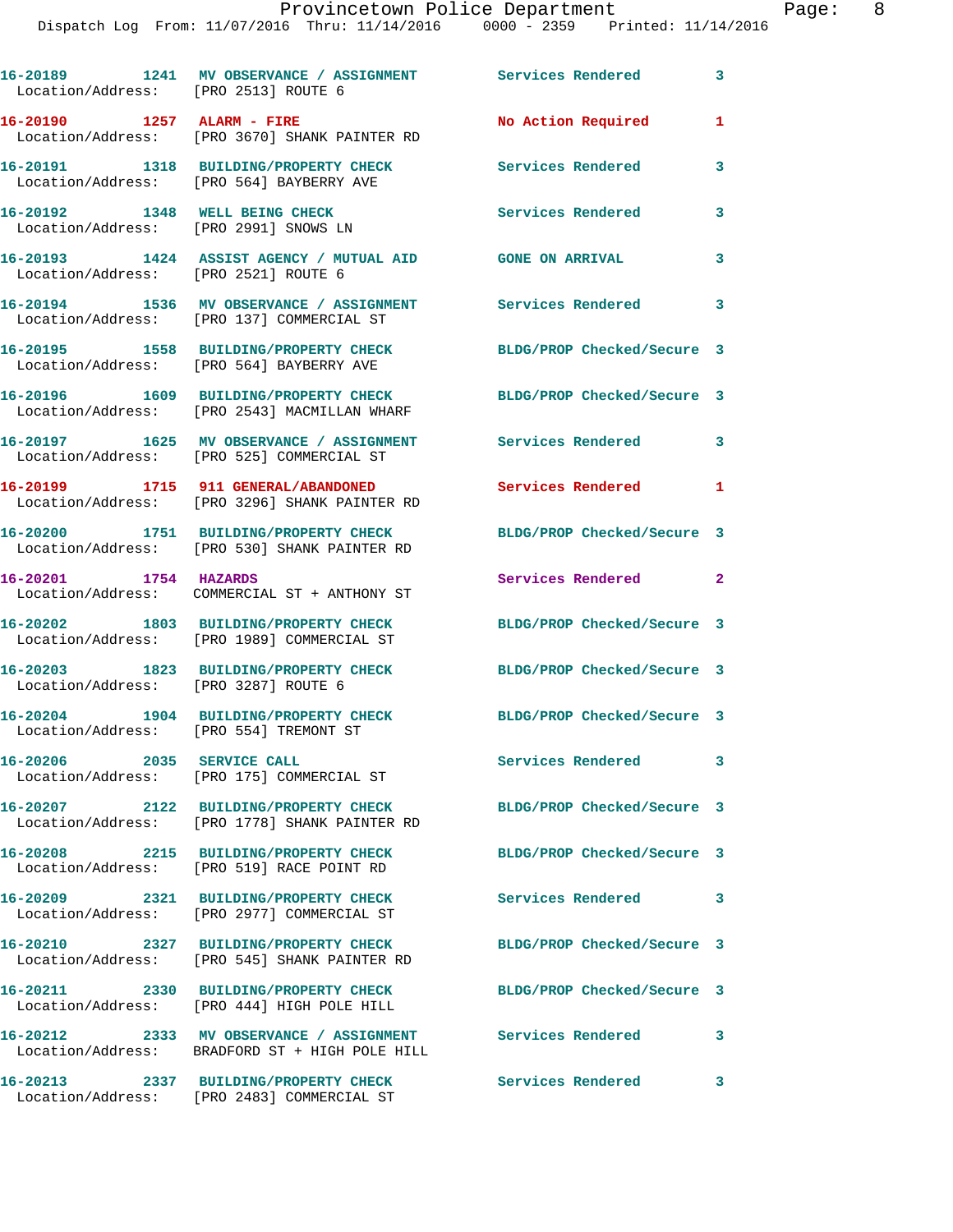| Call # | Time | Call Type | Disposition | Priority |
|---|---|---|---|---|
| 16-20189 | 1241 | MV OBSERVANCE / ASSIGNMENT | Services Rendered | 3 |
| | | Location/Address: [PRO 2513] ROUTE 6 | | |
| 16-20190 | 1257 | ALARM - FIRE | No Action Required | 1 |
| | | Location/Address: [PRO 3670] SHANK PAINTER RD | | |
| 16-20191 | 1318 | BUILDING/PROPERTY CHECK | Services Rendered | 3 |
| | | Location/Address: [PRO 564] BAYBERRY AVE | | |
| 16-20192 | 1348 | WELL BEING CHECK | Services Rendered | 3 |
| | | Location/Address: [PRO 2991] SNOWS LN | | |
| 16-20193 | 1424 | ASSIST AGENCY / MUTUAL AID | GONE ON ARRIVAL | 3 |
| | | Location/Address: [PRO 2521] ROUTE 6 | | |
| 16-20194 | 1536 | MV OBSERVANCE / ASSIGNMENT | Services Rendered | 3 |
| | | Location/Address: [PRO 137] COMMERCIAL ST | | |
| 16-20195 | 1558 | BUILDING/PROPERTY CHECK | BLDG/PROP Checked/Secure | 3 |
| | | Location/Address: [PRO 564] BAYBERRY AVE | | |
| 16-20196 | 1609 | BUILDING/PROPERTY CHECK | BLDG/PROP Checked/Secure | 3 |
| | | Location/Address: [PRO 2543] MACMILLAN WHARF | | |
| 16-20197 | 1625 | MV OBSERVANCE / ASSIGNMENT | Services Rendered | 3 |
| | | Location/Address: [PRO 525] COMMERCIAL ST | | |
| 16-20199 | 1715 | 911 GENERAL/ABANDONED | Services Rendered | 1 |
| | | Location/Address: [PRO 3296] SHANK PAINTER RD | | |
| 16-20200 | 1751 | BUILDING/PROPERTY CHECK | BLDG/PROP Checked/Secure | 3 |
| | | Location/Address: [PRO 530] SHANK PAINTER RD | | |
| 16-20201 | 1754 | HAZARDS | Services Rendered | 2 |
| | | Location/Address: COMMERCIAL ST + ANTHONY ST | | |
| 16-20202 | 1803 | BUILDING/PROPERTY CHECK | BLDG/PROP Checked/Secure | 3 |
| | | Location/Address: [PRO 1989] COMMERCIAL ST | | |
| 16-20203 | 1823 | BUILDING/PROPERTY CHECK | BLDG/PROP Checked/Secure | 3 |
| | | Location/Address: [PRO 3287] ROUTE 6 | | |
| 16-20204 | 1904 | BUILDING/PROPERTY CHECK | BLDG/PROP Checked/Secure | 3 |
| | | Location/Address: [PRO 554] TREMONT ST | | |
| 16-20206 | 2035 | SERVICE CALL | Services Rendered | 3 |
| | | Location/Address: [PRO 175] COMMERCIAL ST | | |
| 16-20207 | 2122 | BUILDING/PROPERTY CHECK | BLDG/PROP Checked/Secure | 3 |
| | | Location/Address: [PRO 1778] SHANK PAINTER RD | | |
| 16-20208 | 2215 | BUILDING/PROPERTY CHECK | BLDG/PROP Checked/Secure | 3 |
| | | Location/Address: [PRO 519] RACE POINT RD | | |
| 16-20209 | 2321 | BUILDING/PROPERTY CHECK | Services Rendered | 3 |
| | | Location/Address: [PRO 2977] COMMERCIAL ST | | |
| 16-20210 | 2327 | BUILDING/PROPERTY CHECK | BLDG/PROP Checked/Secure | 3 |
| | | Location/Address: [PRO 545] SHANK PAINTER RD | | |
| 16-20211 | 2330 | BUILDING/PROPERTY CHECK | BLDG/PROP Checked/Secure | 3 |
| | | Location/Address: [PRO 444] HIGH POLE HILL | | |
| 16-20212 | 2333 | MV OBSERVANCE / ASSIGNMENT | Services Rendered | 3 |
| | | Location/Address: BRADFORD ST + HIGH POLE HILL | | |
| 16-20213 | 2337 | BUILDING/PROPERTY CHECK | Services Rendered | 3 |
| | | Location/Address: [PRO 2483] COMMERCIAL ST | | |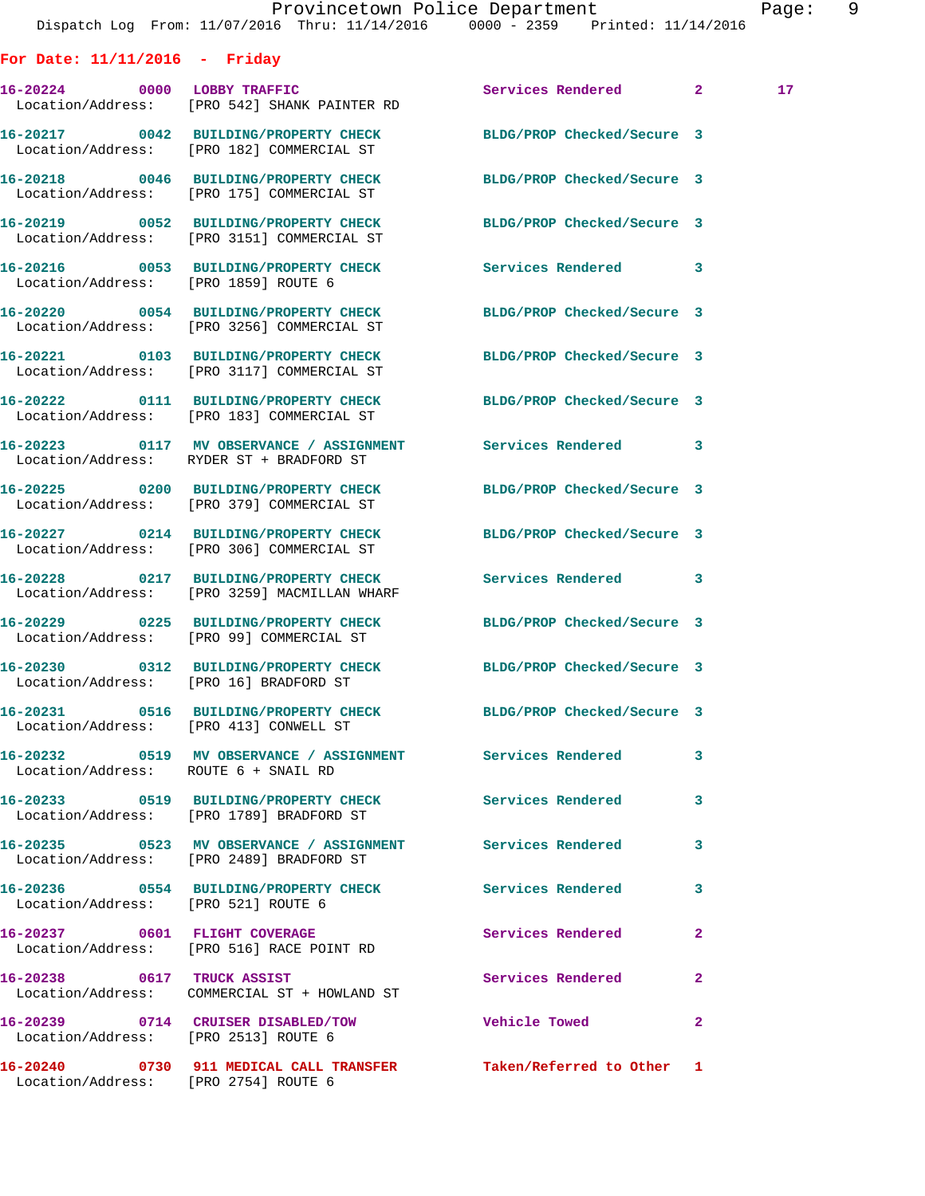## For Date: 11/11/2016 - Friday

| Call Number | Time | Call Type | Disposition | Priority | |
|---|---|---|---|---|---|
| 16-20224 | 0000 | LOBBY TRAFFIC | Services Rendered | 2 | 17 |
| Location/Address: | | [PRO 542] SHANK PAINTER RD | | | |
| 16-20217 | 0042 | BUILDING/PROPERTY CHECK | BLDG/PROP Checked/Secure | 3 | |
| Location/Address: | | [PRO 182] COMMERCIAL ST | | | |
| 16-20218 | 0046 | BUILDING/PROPERTY CHECK | BLDG/PROP Checked/Secure | 3 | |
| Location/Address: | | [PRO 175] COMMERCIAL ST | | | |
| 16-20219 | 0052 | BUILDING/PROPERTY CHECK | BLDG/PROP Checked/Secure | 3 | |
| Location/Address: | | [PRO 3151] COMMERCIAL ST | | | |
| 16-20216 | 0053 | BUILDING/PROPERTY CHECK | Services Rendered | 3 | |
| Location/Address: | | [PRO 1859] ROUTE 6 | | | |
| 16-20220 | 0054 | BUILDING/PROPERTY CHECK | BLDG/PROP Checked/Secure | 3 | |
| Location/Address: | | [PRO 3256] COMMERCIAL ST | | | |
| 16-20221 | 0103 | BUILDING/PROPERTY CHECK | BLDG/PROP Checked/Secure | 3 | |
| Location/Address: | | [PRO 3117] COMMERCIAL ST | | | |
| 16-20222 | 0111 | BUILDING/PROPERTY CHECK | BLDG/PROP Checked/Secure | 3 | |
| Location/Address: | | [PRO 183] COMMERCIAL ST | | | |
| 16-20223 | 0117 | MV OBSERVANCE / ASSIGNMENT | Services Rendered | 3 | |
| Location/Address: | | RYDER ST + BRADFORD ST | | | |
| 16-20225 | 0200 | BUILDING/PROPERTY CHECK | BLDG/PROP Checked/Secure | 3 | |
| Location/Address: | | [PRO 379] COMMERCIAL ST | | | |
| 16-20227 | 0214 | BUILDING/PROPERTY CHECK | BLDG/PROP Checked/Secure | 3 | |
| Location/Address: | | [PRO 306] COMMERCIAL ST | | | |
| 16-20228 | 0217 | BUILDING/PROPERTY CHECK | Services Rendered | 3 | |
| Location/Address: | | [PRO 3259] MACMILLAN WHARF | | | |
| 16-20229 | 0225 | BUILDING/PROPERTY CHECK | BLDG/PROP Checked/Secure | 3 | |
| Location/Address: | | [PRO 99] COMMERCIAL ST | | | |
| 16-20230 | 0312 | BUILDING/PROPERTY CHECK | BLDG/PROP Checked/Secure | 3 | |
| Location/Address: | | [PRO 16] BRADFORD ST | | | |
| 16-20231 | 0516 | BUILDING/PROPERTY CHECK | BLDG/PROP Checked/Secure | 3 | |
| Location/Address: | | [PRO 413] CONWELL ST | | | |
| 16-20232 | 0519 | MV OBSERVANCE / ASSIGNMENT | Services Rendered | 3 | |
| Location/Address: | | ROUTE 6 + SNAIL RD | | | |
| 16-20233 | 0519 | BUILDING/PROPERTY CHECK | Services Rendered | 3 | |
| Location/Address: | | [PRO 1789] BRADFORD ST | | | |
| 16-20235 | 0523 | MV OBSERVANCE / ASSIGNMENT | Services Rendered | 3 | |
| Location/Address: | | [PRO 2489] BRADFORD ST | | | |
| 16-20236 | 0554 | BUILDING/PROPERTY CHECK | Services Rendered | 3 | |
| Location/Address: | | [PRO 521] ROUTE 6 | | | |
| 16-20237 | 0601 | FLIGHT COVERAGE | Services Rendered | 2 | |
| Location/Address: | | [PRO 516] RACE POINT RD | | | |
| 16-20238 | 0617 | TRUCK ASSIST | Services Rendered | 2 | |
| Location/Address: | | COMMERCIAL ST + HOWLAND ST | | | |
| 16-20239 | 0714 | CRUISER DISABLED/TOW | Vehicle Towed | 2 | |
| Location/Address: | | [PRO 2513] ROUTE 6 | | | |
| 16-20240 | 0730 | 911 MEDICAL CALL TRANSFER | Taken/Referred to Other | 1 | |
| Location/Address: | | [PRO 2754] ROUTE 6 | | | |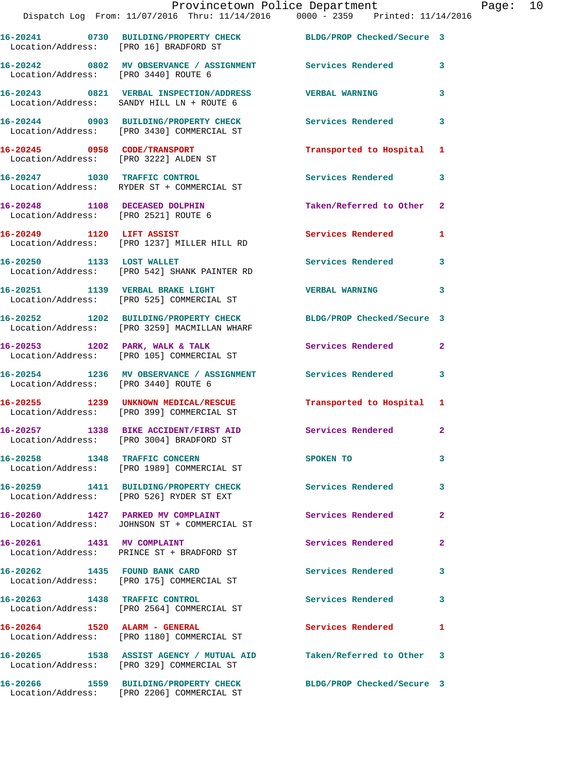| Call Number | Time | Call Reason | Action | Priority |
|---|---|---|---|---|
| 16-20241 | 0730 | BUILDING/PROPERTY CHECK | BLDG/PROP Checked/Secure | 3 |
| Location/Address: | [PRO 16] BRADFORD ST | | | |
| 16-20242 | 0802 | MV OBSERVANCE / ASSIGNMENT | Services Rendered | 3 |
| Location/Address: | [PRO 3440] ROUTE 6 | | | |
| 16-20243 | 0821 | VERBAL INSPECTION/ADDRESS | VERBAL WARNING | 3 |
| Location/Address: | SANDY HILL LN + ROUTE 6 | | | |
| 16-20244 | 0903 | BUILDING/PROPERTY CHECK | Services Rendered | 3 |
| Location/Address: | [PRO 3430] COMMERCIAL ST | | | |
| 16-20245 | 0958 | CODE/TRANSPORT | Transported to Hospital | 1 |
| Location/Address: | [PRO 3222] ALDEN ST | | | |
| 16-20247 | 1030 | TRAFFIC CONTROL | Services Rendered | 3 |
| Location/Address: | RYDER ST + COMMERCIAL ST | | | |
| 16-20248 | 1108 | DECEASED DOLPHIN | Taken/Referred to Other | 2 |
| Location/Address: | [PRO 2521] ROUTE 6 | | | |
| 16-20249 | 1120 | LIFT ASSIST | Services Rendered | 1 |
| Location/Address: | [PRO 1237] MILLER HILL RD | | | |
| 16-20250 | 1133 | LOST WALLET | Services Rendered | 3 |
| Location/Address: | [PRO 542] SHANK PAINTER RD | | | |
| 16-20251 | 1139 | VERBAL BRAKE LIGHT | VERBAL WARNING | 3 |
| Location/Address: | [PRO 525] COMMERCIAL ST | | | |
| 16-20252 | 1202 | BUILDING/PROPERTY CHECK | BLDG/PROP Checked/Secure | 3 |
| Location/Address: | [PRO 3259] MACMILLAN WHARF | | | |
| 16-20253 | 1202 | PARK, WALK & TALK | Services Rendered | 2 |
| Location/Address: | [PRO 105] COMMERCIAL ST | | | |
| 16-20254 | 1236 | MV OBSERVANCE / ASSIGNMENT | Services Rendered | 3 |
| Location/Address: | [PRO 3440] ROUTE 6 | | | |
| 16-20255 | 1239 | UNKNOWN MEDICAL/RESCUE | Transported to Hospital | 1 |
| Location/Address: | [PRO 399] COMMERCIAL ST | | | |
| 16-20257 | 1338 | BIKE ACCIDENT/FIRST AID | Services Rendered | 2 |
| Location/Address: | [PRO 3004] BRADFORD ST | | | |
| 16-20258 | 1348 | TRAFFIC CONCERN | SPOKEN TO | 3 |
| Location/Address: | [PRO 1989] COMMERCIAL ST | | | |
| 16-20259 | 1411 | BUILDING/PROPERTY CHECK | Services Rendered | 3 |
| Location/Address: | [PRO 526] RYDER ST EXT | | | |
| 16-20260 | 1427 | PARKED MV COMPLAINT | Services Rendered | 2 |
| Location/Address: | JOHNSON ST + COMMERCIAL ST | | | |
| 16-20261 | 1431 | MV COMPLAINT | Services Rendered | 2 |
| Location/Address: | PRINCE ST + BRADFORD ST | | | |
| 16-20262 | 1435 | FOUND BANK CARD | Services Rendered | 3 |
| Location/Address: | [PRO 175] COMMERCIAL ST | | | |
| 16-20263 | 1438 | TRAFFIC CONTROL | Services Rendered | 3 |
| Location/Address: | [PRO 2564] COMMERCIAL ST | | | |
| 16-20264 | 1520 | ALARM - GENERAL | Services Rendered | 1 |
| Location/Address: | [PRO 1180] COMMERCIAL ST | | | |
| 16-20265 | 1538 | ASSIST AGENCY / MUTUAL AID | Taken/Referred to Other | 3 |
| Location/Address: | [PRO 329] COMMERCIAL ST | | | |
| 16-20266 | 1559 | BUILDING/PROPERTY CHECK | BLDG/PROP Checked/Secure | 3 |
| Location/Address: | [PRO 2206] COMMERCIAL ST | | | |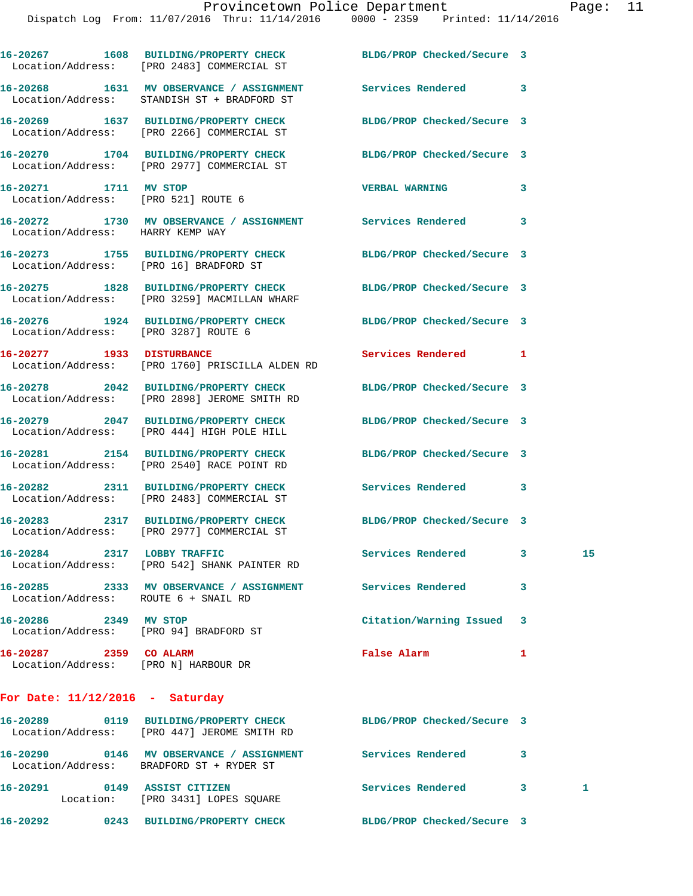16-20267 1608 BUILDING/PROPERTY CHECK BLDG/PROP Checked/Secure 3
Location/Address: [PRO 2483] COMMERCIAL ST

16-20268 1631 MV OBSERVANCE / ASSIGNMENT Services Rendered 3
Location/Address: STANDISH ST + BRADFORD ST

16-20269 1637 BUILDING/PROPERTY CHECK BLDG/PROP Checked/Secure 3
Location/Address: [PRO 2266] COMMERCIAL ST

16-20270 1704 BUILDING/PROPERTY CHECK BLDG/PROP Checked/Secure 3
Location/Address: [PRO 2977] COMMERCIAL ST

16-20271 1711 MV STOP VERBAL WARNING 3
Location/Address: [PRO 521] ROUTE 6

16-20272 1730 MV OBSERVANCE / ASSIGNMENT Services Rendered 3
Location/Address: HARRY KEMP WAY

16-20273 1755 BUILDING/PROPERTY CHECK BLDG/PROP Checked/Secure 3
Location/Address: [PRO 16] BRADFORD ST

16-20275 1828 BUILDING/PROPERTY CHECK BLDG/PROP Checked/Secure 3
Location/Address: [PRO 3259] MACMILLAN WHARF

16-20276 1924 BUILDING/PROPERTY CHECK BLDG/PROP Checked/Secure 3
Location/Address: [PRO 3287] ROUTE 6

16-20277 1933 DISTURBANCE Services Rendered 1
Location/Address: [PRO 1760] PRISCILLA ALDEN RD

16-20278 2042 BUILDING/PROPERTY CHECK BLDG/PROP Checked/Secure 3
Location/Address: [PRO 2898] JEROME SMITH RD

16-20279 2047 BUILDING/PROPERTY CHECK BLDG/PROP Checked/Secure 3
Location/Address: [PRO 444] HIGH POLE HILL

16-20281 2154 BUILDING/PROPERTY CHECK BLDG/PROP Checked/Secure 3
Location/Address: [PRO 2540] RACE POINT RD

16-20282 2311 BUILDING/PROPERTY CHECK Services Rendered 3
Location/Address: [PRO 2483] COMMERCIAL ST

16-20283 2317 BUILDING/PROPERTY CHECK BLDG/PROP Checked/Secure 3
Location/Address: [PRO 2977] COMMERCIAL ST

16-20284 2317 LOBBY TRAFFIC Services Rendered 3 15
Location/Address: [PRO 542] SHANK PAINTER RD

16-20285 2333 MV OBSERVANCE / ASSIGNMENT Services Rendered 3
Location/Address: ROUTE 6 + SNAIL RD

16-20286 2349 MV STOP Citation/Warning Issued 3
Location/Address: [PRO 94] BRADFORD ST

16-20287 2359 CO ALARM False Alarm 1
Location/Address: [PRO N] HARBOUR DR

## For Date: 11/12/2016 - Saturday

16-20289 0119 BUILDING/PROPERTY CHECK BLDG/PROP Checked/Secure 3
Location/Address: [PRO 447] JEROME SMITH RD

16-20290 0146 MV OBSERVANCE / ASSIGNMENT Services Rendered 3
Location/Address: BRADFORD ST + RYDER ST

16-20291 0149 ASSIST CITIZEN Services Rendered 3 1
Location: [PRO 3431] LOPES SQUARE

16-20292 0243 BUILDING/PROPERTY CHECK BLDG/PROP Checked/Secure 3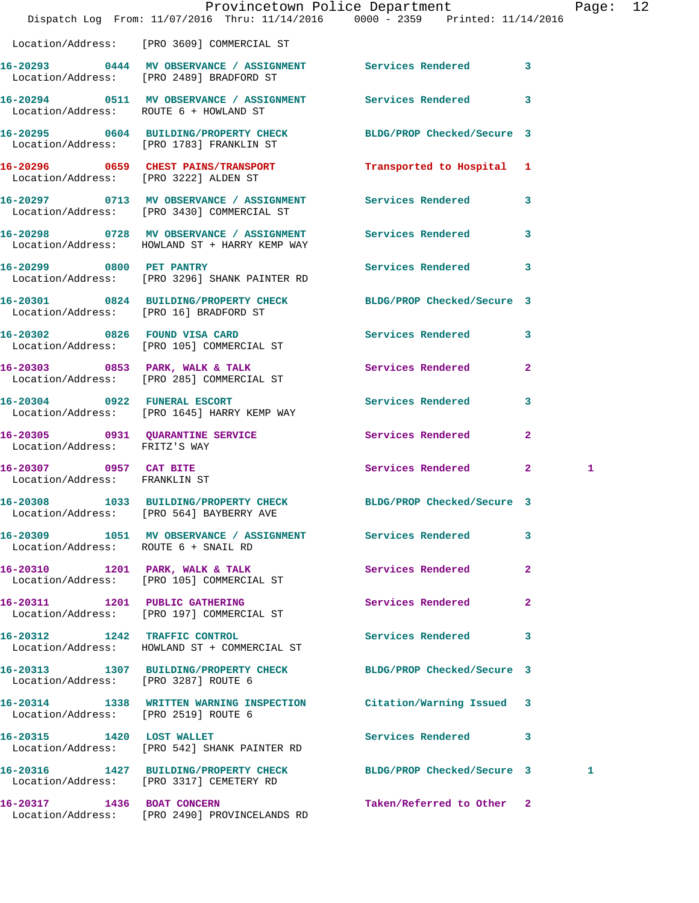Location/Address: [PRO 3609] COMMERCIAL ST

| Call # | Time | Call Reason | Action | Priority | |
|---|---|---|---|---|---|
| 16-20293 | 0444 | MV OBSERVANCE / ASSIGNMENT | Services Rendered | 3 | |
| Location/Address: [PRO 2489] BRADFORD ST | | | | | |
| 16-20294 | 0511 | MV OBSERVANCE / ASSIGNMENT | Services Rendered | 3 | |
| Location/Address: ROUTE 6 + HOWLAND ST | | | | | |
| 16-20295 | 0604 | BUILDING/PROPERTY CHECK | BLDG/PROP Checked/Secure | 3 | |
| Location/Address: [PRO 1783] FRANKLIN ST | | | | | |
| 16-20296 | 0659 | CHEST PAINS/TRANSPORT | Transported to Hospital | 1 | |
| Location/Address: [PRO 3222] ALDEN ST | | | | | |
| 16-20297 | 0713 | MV OBSERVANCE / ASSIGNMENT | Services Rendered | 3 | |
| Location/Address: [PRO 3430] COMMERCIAL ST | | | | | |
| 16-20298 | 0728 | MV OBSERVANCE / ASSIGNMENT | Services Rendered | 3 | |
| Location/Address: HOWLAND ST + HARRY KEMP WAY | | | | | |
| 16-20299 | 0800 | PET PANTRY | Services Rendered | 3 | |
| Location/Address: [PRO 3296] SHANK PAINTER RD | | | | | |
| 16-20301 | 0824 | BUILDING/PROPERTY CHECK | BLDG/PROP Checked/Secure | 3 | |
| Location/Address: [PRO 16] BRADFORD ST | | | | | |
| 16-20302 | 0826 | FOUND VISA CARD | Services Rendered | 3 | |
| Location/Address: [PRO 105] COMMERCIAL ST | | | | | |
| 16-20303 | 0853 | PARK, WALK & TALK | Services Rendered | 2 | |
| Location/Address: [PRO 285] COMMERCIAL ST | | | | | |
| 16-20304 | 0922 | FUNERAL ESCORT | Services Rendered | 3 | |
| Location/Address: [PRO 1645] HARRY KEMP WAY | | | | | |
| 16-20305 | 0931 | QUARANTINE SERVICE | Services Rendered | 2 | |
| Location/Address: FRITZ'S WAY | | | | | |
| 16-20307 | 0957 | CAT BITE | Services Rendered | 2 | 1 |
| Location/Address: FRANKLIN ST | | | | | |
| 16-20308 | 1033 | BUILDING/PROPERTY CHECK | BLDG/PROP Checked/Secure | 3 | |
| Location/Address: [PRO 564] BAYBERRY AVE | | | | | |
| 16-20309 | 1051 | MV OBSERVANCE / ASSIGNMENT | Services Rendered | 3 | |
| Location/Address: ROUTE 6 + SNAIL RD | | | | | |
| 16-20310 | 1201 | PARK, WALK & TALK | Services Rendered | 2 | |
| Location/Address: [PRO 105] COMMERCIAL ST | | | | | |
| 16-20311 | 1201 | PUBLIC GATHERING | Services Rendered | 2 | |
| Location/Address: [PRO 197] COMMERCIAL ST | | | | | |
| 16-20312 | 1242 | TRAFFIC CONTROL | Services Rendered | 3 | |
| Location/Address: HOWLAND ST + COMMERCIAL ST | | | | | |
| 16-20313 | 1307 | BUILDING/PROPERTY CHECK | BLDG/PROP Checked/Secure | 3 | |
| Location/Address: [PRO 3287] ROUTE 6 | | | | | |
| 16-20314 | 1338 | WRITTEN WARNING INSPECTION | Citation/Warning Issued | 3 | |
| Location/Address: [PRO 2519] ROUTE 6 | | | | | |
| 16-20315 | 1420 | LOST WALLET | Services Rendered | 3 | |
| Location/Address: [PRO 542] SHANK PAINTER RD | | | | | |
| 16-20316 | 1427 | BUILDING/PROPERTY CHECK | BLDG/PROP Checked/Secure | 3 | 1 |
| Location/Address: [PRO 3317] CEMETERY RD | | | | | |
| 16-20317 | 1436 | BOAT CONCERN | Taken/Referred to Other | 2 | |
| Location/Address: [PRO 2490] PROVINCELANDS RD | | | | | |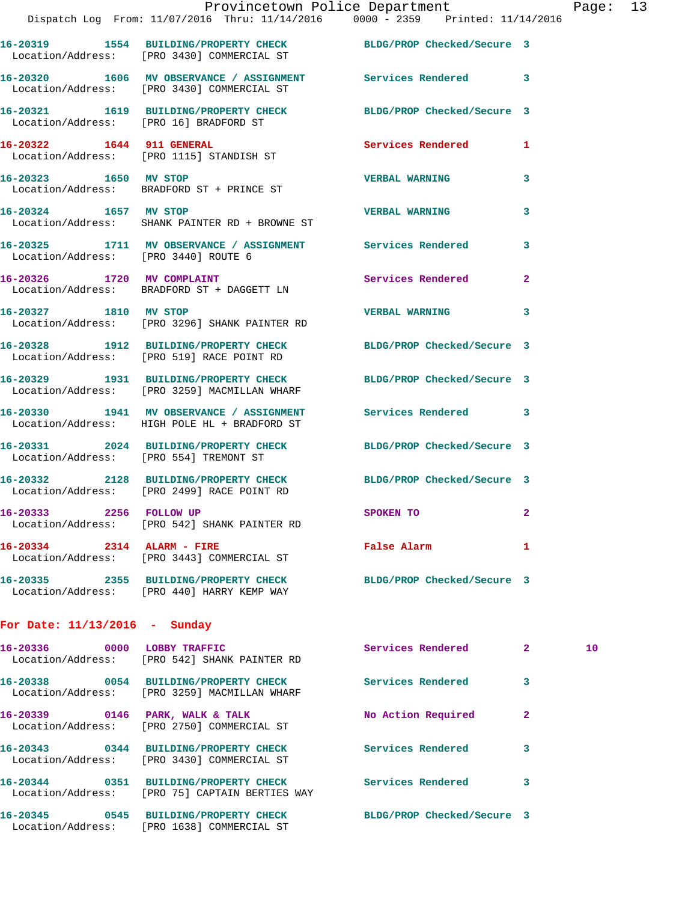16-20319 1554 BUILDING/PROPERTY CHECK BLDG/PROP Checked/Secure 3
Location/Address: [PRO 3430] COMMERCIAL ST

16-20320 1606 MV OBSERVANCE / ASSIGNMENT Services Rendered 3
Location/Address: [PRO 3430] COMMERCIAL ST

16-20321 1619 BUILDING/PROPERTY CHECK BLDG/PROP Checked/Secure 3
Location/Address: [PRO 16] BRADFORD ST

16-20322 1644 911 GENERAL Services Rendered 1
Location/Address: [PRO 1115] STANDISH ST

16-20323 1650 MV STOP VERBAL WARNING 3
Location/Address: BRADFORD ST + PRINCE ST

16-20324 1657 MV STOP VERBAL WARNING 3
Location/Address: SHANK PAINTER RD + BROWNE ST

16-20325 1711 MV OBSERVANCE / ASSIGNMENT Services Rendered 3
Location/Address: [PRO 3440] ROUTE 6

16-20326 1720 MV COMPLAINT Services Rendered 2
Location/Address: BRADFORD ST + DAGGETT LN

16-20327 1810 MV STOP VERBAL WARNING 3
Location/Address: [PRO 3296] SHANK PAINTER RD

16-20328 1912 BUILDING/PROPERTY CHECK BLDG/PROP Checked/Secure 3
Location/Address: [PRO 519] RACE POINT RD

16-20329 1931 BUILDING/PROPERTY CHECK BLDG/PROP Checked/Secure 3
Location/Address: [PRO 3259] MACMILLAN WHARF

16-20330 1941 MV OBSERVANCE / ASSIGNMENT Services Rendered 3
Location/Address: HIGH POLE HL + BRADFORD ST

16-20331 2024 BUILDING/PROPERTY CHECK BLDG/PROP Checked/Secure 3
Location/Address: [PRO 554] TREMONT ST

16-20332 2128 BUILDING/PROPERTY CHECK BLDG/PROP Checked/Secure 3
Location/Address: [PRO 2499] RACE POINT RD

16-20333 2256 FOLLOW UP SPOKEN TO 2
Location/Address: [PRO 542] SHANK PAINTER RD

16-20334 2314 ALARM - FIRE False Alarm 1
Location/Address: [PRO 3443] COMMERCIAL ST

16-20335 2355 BUILDING/PROPERTY CHECK BLDG/PROP Checked/Secure 3
Location/Address: [PRO 440] HARRY KEMP WAY

## For Date: 11/13/2016 - Sunday

16-20336 0000 LOBBY TRAFFIC Services Rendered 2 10
Location/Address: [PRO 542] SHANK PAINTER RD

16-20338 0054 BUILDING/PROPERTY CHECK Services Rendered 3
Location/Address: [PRO 3259] MACMILLAN WHARF

16-20339 0146 PARK, WALK & TALK No Action Required 2
Location/Address: [PRO 2750] COMMERCIAL ST

16-20343 0344 BUILDING/PROPERTY CHECK Services Rendered 3
Location/Address: [PRO 3430] COMMERCIAL ST

16-20344 0351 BUILDING/PROPERTY CHECK Services Rendered 3
Location/Address: [PRO 75] CAPTAIN BERTIES WAY

16-20345 0545 BUILDING/PROPERTY CHECK BLDG/PROP Checked/Secure 3
Location/Address: [PRO 1638] COMMERCIAL ST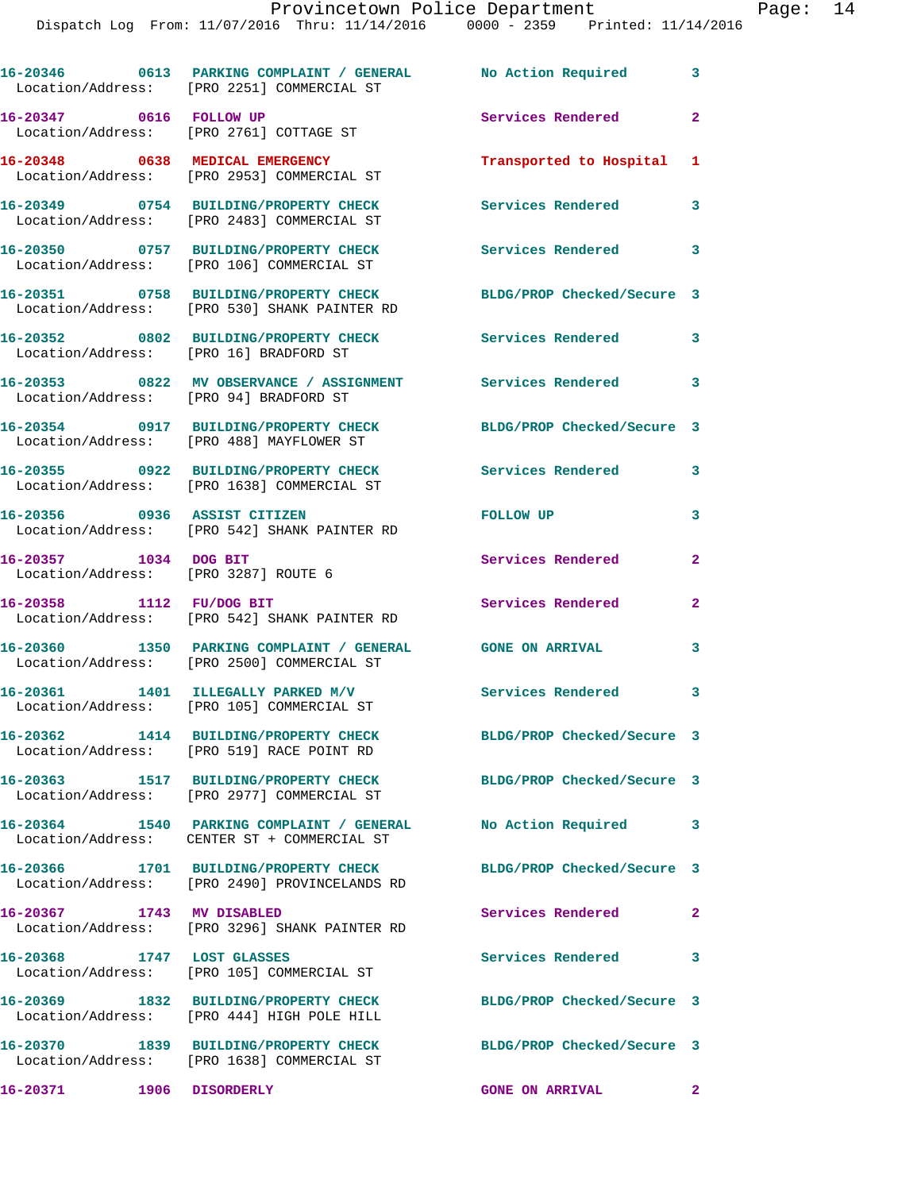16-20346 0613 PARKING COMPLAINT / GENERAL No Action Required 3
Location/Address: [PRO 2251] COMMERCIAL ST

16-20347 0616 FOLLOW UP Services Rendered 2
Location/Address: [PRO 2761] COTTAGE ST

16-20348 0638 MEDICAL EMERGENCY Transported to Hospital 1
Location/Address: [PRO 2953] COMMERCIAL ST

16-20349 0754 BUILDING/PROPERTY CHECK Services Rendered 3
Location/Address: [PRO 2483] COMMERCIAL ST

16-20350 0757 BUILDING/PROPERTY CHECK Services Rendered 3
Location/Address: [PRO 106] COMMERCIAL ST

16-20351 0758 BUILDING/PROPERTY CHECK BLDG/PROP Checked/Secure 3
Location/Address: [PRO 530] SHANK PAINTER RD

16-20352 0802 BUILDING/PROPERTY CHECK Services Rendered 3
Location/Address: [PRO 16] BRADFORD ST

16-20353 0822 MV OBSERVANCE / ASSIGNMENT Services Rendered 3
Location/Address: [PRO 94] BRADFORD ST

16-20354 0917 BUILDING/PROPERTY CHECK BLDG/PROP Checked/Secure 3
Location/Address: [PRO 488] MAYFLOWER ST

16-20355 0922 BUILDING/PROPERTY CHECK Services Rendered 3
Location/Address: [PRO 1638] COMMERCIAL ST

16-20356 0936 ASSIST CITIZEN FOLLOW UP 3
Location/Address: [PRO 542] SHANK PAINTER RD

16-20357 1034 DOG BIT Services Rendered 2
Location/Address: [PRO 3287] ROUTE 6

16-20358 1112 FU/DOG BIT Services Rendered 2
Location/Address: [PRO 542] SHANK PAINTER RD

16-20360 1350 PARKING COMPLAINT / GENERAL GONE ON ARRIVAL 3
Location/Address: [PRO 2500] COMMERCIAL ST

16-20361 1401 ILLEGALLY PARKED M/V Services Rendered 3
Location/Address: [PRO 105] COMMERCIAL ST

16-20362 1414 BUILDING/PROPERTY CHECK BLDG/PROP Checked/Secure 3
Location/Address: [PRO 519] RACE POINT RD

16-20363 1517 BUILDING/PROPERTY CHECK BLDG/PROP Checked/Secure 3
Location/Address: [PRO 2977] COMMERCIAL ST

16-20364 1540 PARKING COMPLAINT / GENERAL No Action Required 3
Location/Address: CENTER ST + COMMERCIAL ST

16-20366 1701 BUILDING/PROPERTY CHECK BLDG/PROP Checked/Secure 3
Location/Address: [PRO 2490] PROVINCELANDS RD

16-20367 1743 MV DISABLED Services Rendered 2
Location/Address: [PRO 3296] SHANK PAINTER RD

16-20368 1747 LOST GLASSES Services Rendered 3
Location/Address: [PRO 105] COMMERCIAL ST

16-20369 1832 BUILDING/PROPERTY CHECK BLDG/PROP Checked/Secure 3
Location/Address: [PRO 444] HIGH POLE HILL

16-20370 1839 BUILDING/PROPERTY CHECK BLDG/PROP Checked/Secure 3
Location/Address: [PRO 1638] COMMERCIAL ST

16-20371 1906 DISORDERLY GONE ON ARRIVAL 2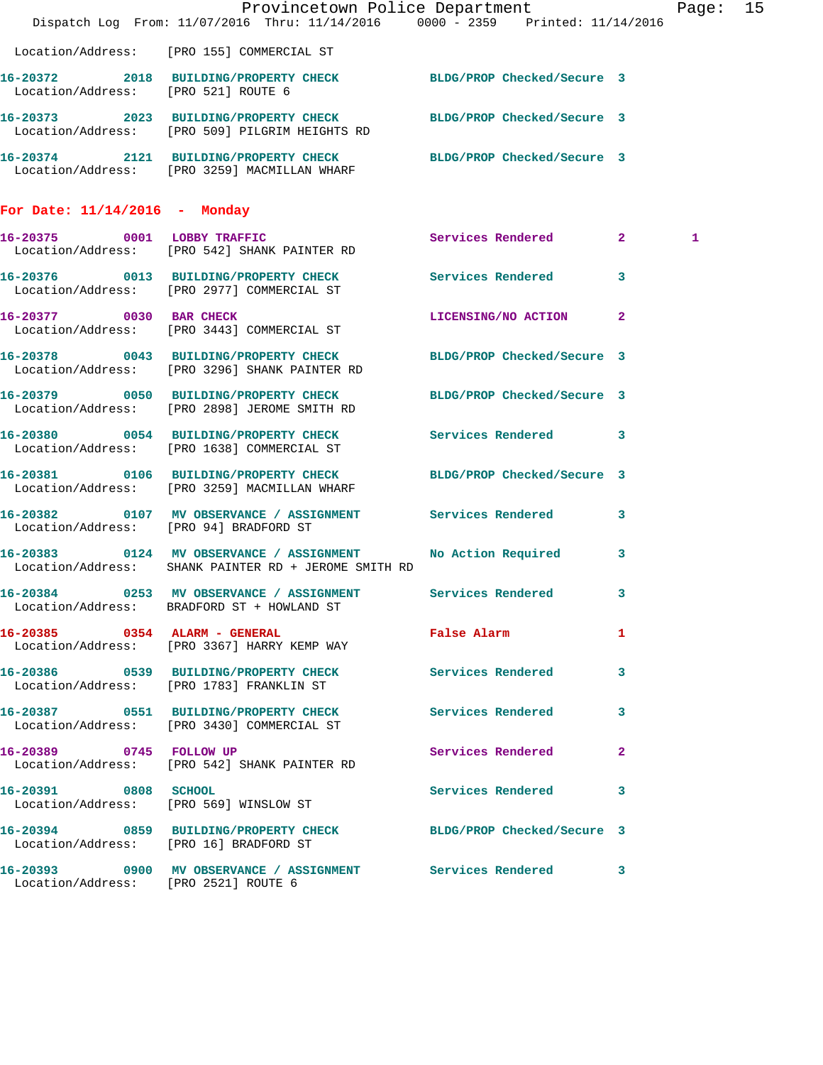Location/Address: [PRO 155] COMMERCIAL ST

16-20372 2018 BUILDING/PROPERTY CHECK BLDG/PROP Checked/Secure 3
Location/Address: [PRO 521] ROUTE 6

16-20373 2023 BUILDING/PROPERTY CHECK BLDG/PROP Checked/Secure 3
Location/Address: [PRO 509] PILGRIM HEIGHTS RD

16-20374 2121 BUILDING/PROPERTY CHECK BLDG/PROP Checked/Secure 3
Location/Address: [PRO 3259] MACMILLAN WHARF

**For Date: 11/14/2016 - Monday**

16-20375 0001 LOBBY TRAFFIC Services Rendered 2 1
Location/Address: [PRO 542] SHANK PAINTER RD

16-20376 0013 BUILDING/PROPERTY CHECK Services Rendered 3
Location/Address: [PRO 2977] COMMERCIAL ST

16-20377 0030 BAR CHECK LICENSING/NO ACTION 2
Location/Address: [PRO 3443] COMMERCIAL ST

16-20378 0043 BUILDING/PROPERTY CHECK BLDG/PROP Checked/Secure 3
Location/Address: [PRO 3296] SHANK PAINTER RD

16-20379 0050 BUILDING/PROPERTY CHECK BLDG/PROP Checked/Secure 3
Location/Address: [PRO 2898] JEROME SMITH RD

16-20380 0054 BUILDING/PROPERTY CHECK Services Rendered 3
Location/Address: [PRO 1638] COMMERCIAL ST

16-20381 0106 BUILDING/PROPERTY CHECK BLDG/PROP Checked/Secure 3
Location/Address: [PRO 3259] MACMILLAN WHARF

16-20382 0107 MV OBSERVANCE / ASSIGNMENT Services Rendered 3
Location/Address: [PRO 94] BRADFORD ST

16-20383 0124 MV OBSERVANCE / ASSIGNMENT No Action Required 3
Location/Address: SHANK PAINTER RD + JEROME SMITH RD

16-20384 0253 MV OBSERVANCE / ASSIGNMENT Services Rendered 3
Location/Address: BRADFORD ST + HOWLAND ST

16-20385 0354 ALARM - GENERAL False Alarm 1
Location/Address: [PRO 3367] HARRY KEMP WAY

16-20386 0539 BUILDING/PROPERTY CHECK Services Rendered 3
Location/Address: [PRO 1783] FRANKLIN ST

16-20387 0551 BUILDING/PROPERTY CHECK Services Rendered 3
Location/Address: [PRO 3430] COMMERCIAL ST

16-20389 0745 FOLLOW UP Services Rendered 2
Location/Address: [PRO 542] SHANK PAINTER RD

16-20391 0808 SCHOOL Services Rendered 3
Location/Address: [PRO 569] WINSLOW ST

16-20394 0859 BUILDING/PROPERTY CHECK BLDG/PROP Checked/Secure 3
Location/Address: [PRO 16] BRADFORD ST

16-20393 0900 MV OBSERVANCE / ASSIGNMENT Services Rendered 3
Location/Address: [PRO 2521] ROUTE 6